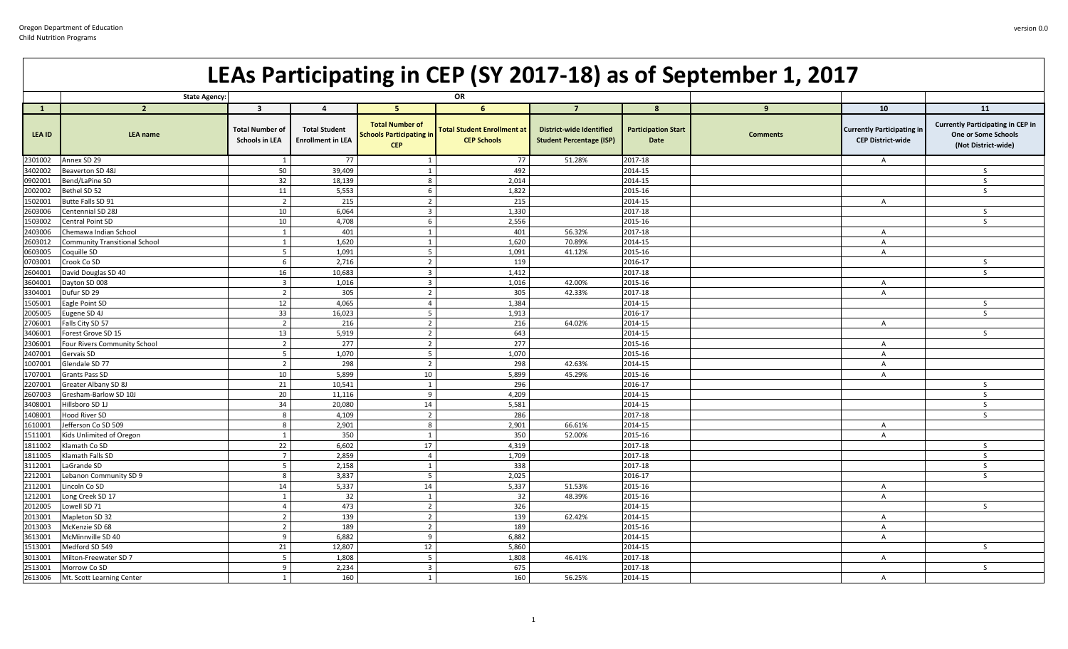Oregon Department of Education
Child Nutrition Programs

version 0.0

# LEAs Participating in CEP (SY 2017-18) as of September 1, 2017

| | State Agency: | OR | | | | | | | | |
|---|---|---|---|---|---|---|---|---|---|---|
| 1 | 2 | 3 | 4 | 5 | 6 | 7 | 8 | 9 | 10 | 11 |
| LEA ID | LEA name | Total Number of Schools in LEA | Total Student Enrollment in LEA | Total Number of Schools Participating in CEP | Total Student Enrollment at CEP Schools | District-wide Identified Student Percentage (ISP) | Participation Start Date | Comments | Currently Participating in CEP District-wide | Currently Participating in CEP in One or Some Schools (Not District-wide) |
| 2301002 | Annex SD 29 | 1 | 77 | 1 | 77 | 51.28% | 2017-18 | | A | |
| 3402002 | Beaverton SD 48J | 50 | 39,409 | 1 | 492 | | 2014-15 | | | S |
| 0902001 | Bend/LaPine SD | 32 | 18,139 | 8 | 2,014 | | 2014-15 | | | S |
| 2002002 | Bethel SD 52 | 11 | 5,553 | 6 | 1,822 | | 2015-16 | | | S |
| 1502001 | Butte Falls SD 91 | 2 | 215 | 2 | 215 | | 2014-15 | | A | |
| 2603006 | Centennial SD 28J | 10 | 6,064 | 3 | 1,330 | | 2017-18 | | | S |
| 1503002 | Central Point SD | 10 | 4,708 | 6 | 2,556 | | 2015-16 | | | S |
| 2403006 | Chemawa Indian School | 1 | 401 | 1 | 401 | 56.32% | 2017-18 | | A | |
| 2603012 | Community Transitional School | 1 | 1,620 | 1 | 1,620 | 70.89% | 2014-15 | | A | |
| 0603005 | Coquille SD | 5 | 1,091 | 5 | 1,091 | 41.12% | 2015-16 | | A | |
| 0703001 | Crook Co SD | 6 | 2,716 | 2 | 119 | | 2016-17 | | | S |
| 2604001 | David Douglas SD 40 | 16 | 10,683 | 3 | 1,412 | | 2017-18 | | | S |
| 3604001 | Dayton SD 008 | 3 | 1,016 | 3 | 1,016 | 42.00% | 2015-16 | | A | |
| 3304001 | Dufur SD 29 | 2 | 305 | 2 | 305 | 42.33% | 2017-18 | | A | |
| 1505001 | Eagle Point SD | 12 | 4,065 | 4 | 1,384 | | 2014-15 | | | S |
| 2005005 | Eugene SD 4J | 33 | 16,023 | 5 | 1,913 | | 2016-17 | | | S |
| 2706001 | Falls City SD 57 | 2 | 216 | 2 | 216 | 64.02% | 2014-15 | | A | |
| 3406001 | Forest Grove SD 15 | 13 | 5,919 | 2 | 643 | | 2014-15 | | | S |
| 2306001 | Four Rivers Community School | 2 | 277 | 2 | 277 | | 2015-16 | | A | |
| 2407001 | Gervais SD | 5 | 1,070 | 5 | 1,070 | | 2015-16 | | A | |
| 1007001 | Glendale SD 77 | 2 | 298 | 2 | 298 | 42.63% | 2014-15 | | A | |
| 1707001 | Grants Pass SD | 10 | 5,899 | 10 | 5,899 | 45.29% | 2015-16 | | A | |
| 2207001 | Greater Albany SD 8J | 21 | 10,541 | 1 | 296 | | 2016-17 | | | S |
| 2607003 | Gresham-Barlow SD 10J | 20 | 11,116 | 9 | 4,209 | | 2014-15 | | | S |
| 3408001 | Hillsboro SD 1J | 34 | 20,080 | 14 | 5,581 | | 2014-15 | | | S |
| 1408001 | Hood River SD | 8 | 4,109 | 2 | 286 | | 2017-18 | | | S |
| 1610001 | Jefferson Co SD 509 | 8 | 2,901 | 8 | 2,901 | 66.61% | 2014-15 | | A | |
| 1511001 | Kids Unlimited of Oregon | 1 | 350 | 1 | 350 | 52.00% | 2015-16 | | A | |
| 1811002 | Klamath Co SD | 22 | 6,602 | 17 | 4,319 | | 2017-18 | | | S |
| 1811005 | Klamath Falls SD | 7 | 2,859 | 4 | 1,709 | | 2017-18 | | | S |
| 3112001 | LaGrande SD | 5 | 2,158 | 1 | 338 | | 2017-18 | | | S |
| 2212001 | Lebanon Community SD 9 | 8 | 3,837 | 5 | 2,025 | | 2016-17 | | | S |
| 2112001 | Lincoln Co SD | 14 | 5,337 | 14 | 5,337 | 51.53% | 2015-16 | | A | |
| 1212001 | Long Creek SD 17 | 1 | 32 | 1 | 32 | 48.39% | 2015-16 | | A | |
| 2012005 | Lowell SD 71 | 4 | 473 | 2 | 326 | | 2014-15 | | | S |
| 2013001 | Mapleton SD 32 | 2 | 139 | 2 | 139 | 62.42% | 2014-15 | | A | |
| 2013003 | McKenzie SD 68 | 2 | 189 | 2 | 189 | | 2015-16 | | A | |
| 3613001 | McMinnville SD 40 | 9 | 6,882 | 9 | 6,882 | | 2014-15 | | A | |
| 1513001 | Medford SD 549 | 21 | 12,807 | 12 | 5,860 | | 2014-15 | | | S |
| 3013001 | Milton-Freewater SD 7 | 5 | 1,808 | 5 | 1,808 | 46.41% | 2017-18 | | A | |
| 2513001 | Morrow Co SD | 9 | 2,234 | 3 | 675 | | 2017-18 | | | S |
| 2613006 | Mt. Scott Learning Center | 1 | 160 | 1 | 160 | 56.25% | 2014-15 | | A | |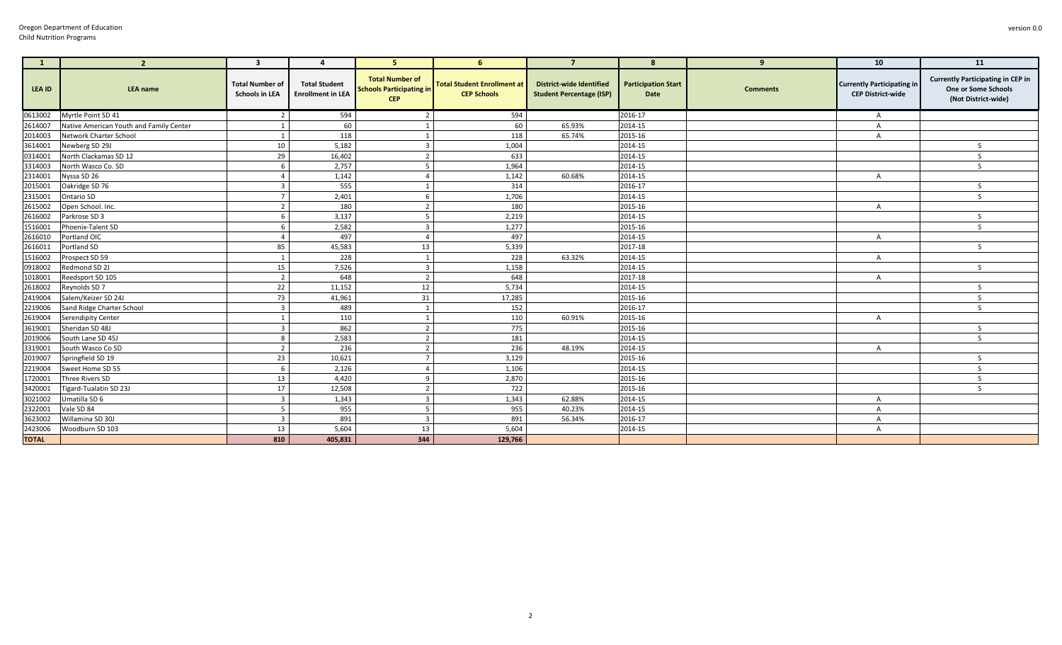| 1 | 2 | 3 | 4 | 5 | 6 | 7 | 8 | 9 | 10 | 11 |
|---|---|---|---|---|---|---|---|---|---|---|
| **LEA ID** | **LEA name** | **Total Number of Schools in LEA** | **Total Student Enrollment in LEA** | **Total Number of Schools Participating in CEP** | **Total Student Enrollment at CEP Schools** | **District-wide Identified Student Percentage (ISP)** | **Participation Start Date** | **Comments** | **Currently Participating in CEP District-wide** | **Currently Participating in CEP in One or Some Schools (Not District-wide)** |
| 0613002 | Myrtle Point SD 41 | 2 | 594 | 2 | 594 | | 2016-17 | | A | |
| 2614007 | Native American Youth and Family Center | 1 | 60 | 1 | 60 | 65.93% | 2014-15 | | A | |
| 2014003 | Network Charter School | 1 | 118 | 1 | 118 | 65.74% | 2015-16 | | A | |
| 3614001 | Newberg SD 29J | 10 | 5,182 | 3 | 1,004 | | 2014-15 | | | S |
| 0314001 | North Clackamas SD 12 | 29 | 16,402 | 2 | 633 | | 2014-15 | | | S |
| 3314003 | North Wasco Co. SD | 6 | 2,757 | 5 | 1,964 | | 2014-15 | | | S |
| 2314001 | Nyssa SD 26 | 4 | 1,142 | 4 | 1,142 | 60.68% | 2014-15 | | A | |
| 2015001 | Oakridge SD 76 | 3 | 555 | 1 | 314 | | 2016-17 | | | S |
| 2315001 | Ontario SD | 7 | 2,401 | 6 | 1,706 | | 2014-15 | | | S |
| 2615002 | Open School. Inc. | 2 | 180 | 2 | 180 | | 2015-16 | | A | |
| 2616002 | Parkrose SD 3 | 6 | 3,137 | 5 | 2,219 | | 2014-15 | | | S |
| 1516001 | Phoenix-Talent SD | 6 | 2,582 | 3 | 1,277 | | 2015-16 | | | S |
| 2616010 | Portland OIC | 4 | 497 | 4 | 497 | | 2014-15 | | A | |
| 2616011 | Portland SD | 85 | 45,583 | 13 | 5,339 | | 2017-18 | | | S |
| 1516002 | Prospect SD 59 | 1 | 228 | 1 | 228 | 63.32% | 2014-15 | | A | |
| 0918002 | Redmond SD 2J | 15 | 7,526 | 3 | 1,158 | | 2014-15 | | | S |
| 1018001 | Reedsport SD 105 | 2 | 648 | 2 | 648 | | 2017-18 | | A | |
| 2618002 | Reynolds SD 7 | 22 | 11,152 | 12 | 5,734 | | 2014-15 | | | S |
| 2419004 | Salem/Keizer SD 24J | 73 | 41,961 | 31 | 17,285 | | 2015-16 | | | S |
| 2219006 | Sand Ridge Charter School | 3 | 489 | 1 | 152 | | 2016-17 | | | S |
| 2619004 | Serendipity Center | 1 | 110 | 1 | 110 | 60.91% | 2015-16 | | A | |
| 3619001 | Sheridan SD 48J | 3 | 862 | 2 | 775 | | 2015-16 | | | S |
| 2019006 | South Lane SD 45J | 8 | 2,583 | 2 | 181 | | 2014-15 | | | S |
| 3319001 | South Wasco Co SD | 2 | 236 | 2 | 236 | 48.19% | 2014-15 | | A | |
| 2019007 | Springfield SD 19 | 23 | 10,621 | 7 | 3,129 | | 2015-16 | | | S |
| 2219004 | Sweet Home SD 55 | 6 | 2,126 | 4 | 1,106 | | 2014-15 | | | S |
| 1720001 | Three Rivers SD | 13 | 4,420 | 9 | 2,870 | | 2015-16 | | | S |
| 3420001 | Tigard-Tualatin SD 23J | 17 | 12,508 | 2 | 722 | | 2015-16 | | | S |
| 3021002 | Umatilla SD 6 | 3 | 1,343 | 3 | 1,343 | 62.88% | 2014-15 | | A | |
| 2322001 | Vale SD 84 | 5 | 955 | 5 | 955 | 40.23% | 2014-15 | | A | |
| 3623002 | Willamina SD 30J | 3 | 891 | 3 | 891 | 56.34% | 2016-17 | | A | |
| 2423006 | Woodburn SD 103 | 13 | 5,604 | 13 | 5,604 | | 2014-15 | | A | |
| **TOTAL** | | **810** | **405,831** | **344** | **129,766** | | | | | |